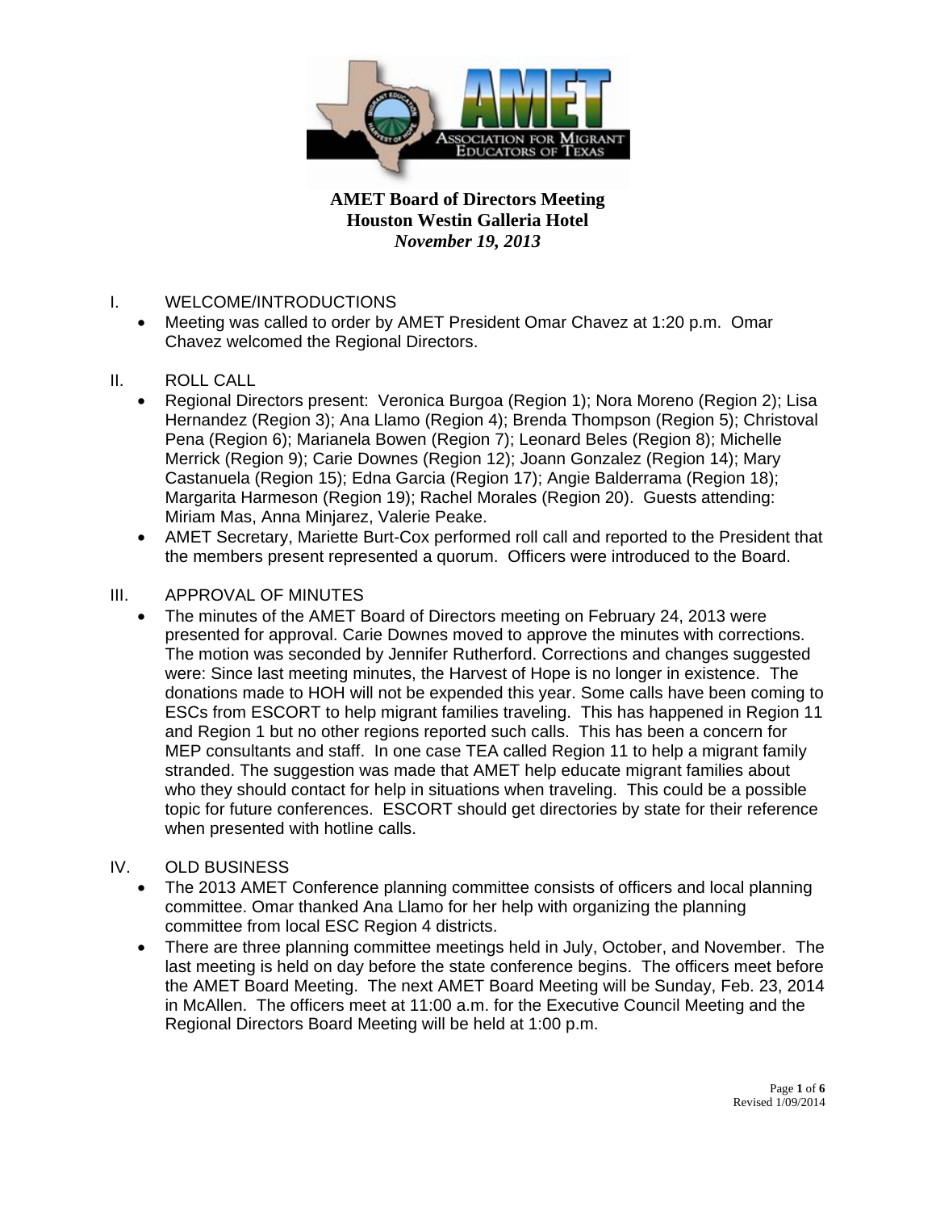# AMET Board of Directors Meeting
## Houston Westin Galleria Hotel
### *November 19, 2013*

I. WELCOME/INTRODUCTIONS

- Meeting was called to order by AMET President Omar Chavez at 1:20 p.m. Omar Chavez welcomed the Regional Directors.

II. ROLL CALL

- Regional Directors present: Veronica Burgoa (Region 1); Nora Moreno (Region 2); Lisa Hernandez (Region 3); Ana Llamo (Region 4); Brenda Thompson (Region 5); Christoval Pena (Region 6); Marianela Bowen (Region 7); Leonard Beles (Region 8); Michelle Merrick (Region 9); Carie Downes (Region 12); Joann Gonzalez (Region 14); Mary Castanuela (Region 15); Edna Garcia (Region 17); Angie Balderrama (Region 18); Margarita Harmeson (Region 19); Rachel Morales (Region 20). Guests attending: Miriam Mas, Anna Minjarez, Valerie Peake.
- AMET Secretary, Mariette Burt-Cox performed roll call and reported to the President that the members present represented a quorum. Officers were introduced to the Board.

III. APPROVAL OF MINUTES

- The minutes of the AMET Board of Directors meeting on February 24, 2013 were presented for approval. Carie Downes moved to approve the minutes with corrections. The motion was seconded by Jennifer Rutherford. Corrections and changes suggested were: Since last meeting minutes, the Harvest of Hope is no longer in existence. The donations made to HOH will not be expended this year. Some calls have been coming to ESCs from ESCORT to help migrant families traveling. This has happened in Region 11 and Region 1 but no other regions reported such calls. This has been a concern for MEP consultants and staff. In one case TEA called Region 11 to help a migrant family stranded. The suggestion was made that AMET help educate migrant families about who they should contact for help in situations when traveling. This could be a possible topic for future conferences. ESCORT should get directories by state for their reference when presented with hotline calls.

IV. OLD BUSINESS

- The 2013 AMET Conference planning committee consists of officers and local planning committee. Omar thanked Ana Llamo for her help with organizing the planning committee from local ESC Region 4 districts.
- There are three planning committee meetings held in July, October, and November. The last meeting is held on day before the state conference begins. The officers meet before the AMET Board Meeting. The next AMET Board Meeting will be Sunday, Feb. 23, 2014 in McAllen. The officers meet at 11:00 a.m. for the Executive Council Meeting and the Regional Directors Board Meeting will be held at 1:00 p.m.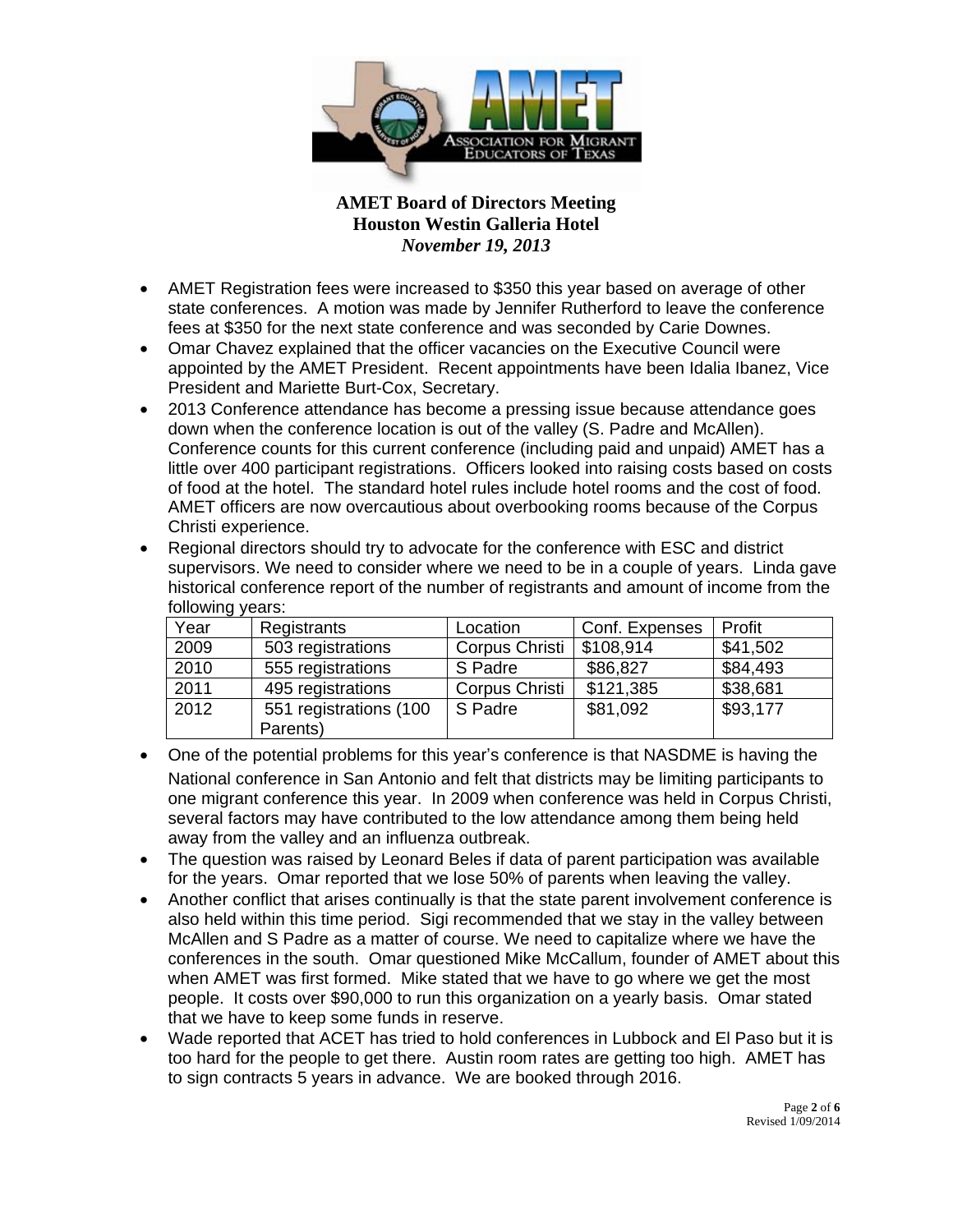**AMET Board of Directors Meeting**
**Houston Westin Galleria Hotel**
***November 19, 2013***

- AMET Registration fees were increased to $350 this year based on average of other state conferences. A motion was made by Jennifer Rutherford to leave the conference fees at $350 for the next state conference and was seconded by Carie Downes.
- Omar Chavez explained that the officer vacancies on the Executive Council were appointed by the AMET President. Recent appointments have been Idalia Ibanez, Vice President and Mariette Burt-Cox, Secretary.
- 2013 Conference attendance has become a pressing issue because attendance goes down when the conference location is out of the valley (S. Padre and McAllen). Conference counts for this current conference (including paid and unpaid) AMET has a little over 400 participant registrations. Officers looked into raising costs based on costs of food at the hotel. The standard hotel rules include hotel rooms and the cost of food. AMET officers are now overcautious about overbooking rooms because of the Corpus Christi experience.
- Regional directors should try to advocate for the conference with ESC and district supervisors. We need to consider where we need to be in a couple of years. Linda gave historical conference report of the number of registrants and amount of income from the following years:

| Year | Registrants | Location | Conf. Expenses | Profit |
|---|---|---|---|---|
| 2009 | 503 registrations | Corpus Christi | $108,914 | $41,502 |
| 2010 | 555 registrations | S Padre | $86,827 | $84,493 |
| 2011 | 495 registrations | Corpus Christi | $121,385 | $38,681 |
| 2012 | 551 registrations (100 Parents) | S Padre | $81,092 | $93,177 |

- One of the potential problems for this year's conference is that NASDME is having the National conference in San Antonio and felt that districts may be limiting participants to one migrant conference this year. In 2009 when conference was held in Corpus Christi, several factors may have contributed to the low attendance among them being held away from the valley and an influenza outbreak.
- The question was raised by Leonard Beles if data of parent participation was available for the years. Omar reported that we lose 50% of parents when leaving the valley.
- Another conflict that arises continually is that the state parent involvement conference is also held within this time period. Sigi recommended that we stay in the valley between McAllen and S Padre as a matter of course. We need to capitalize where we have the conferences in the south. Omar questioned Mike McCallum, founder of AMET about this when AMET was first formed. Mike stated that we have to go where we get the most people. It costs over $90,000 to run this organization on a yearly basis. Omar stated that we have to keep some funds in reserve.
- Wade reported that ACET has tried to hold conferences in Lubbock and El Paso but it is too hard for the people to get there. Austin room rates are getting too high. AMET has to sign contracts 5 years in advance. We are booked through 2016.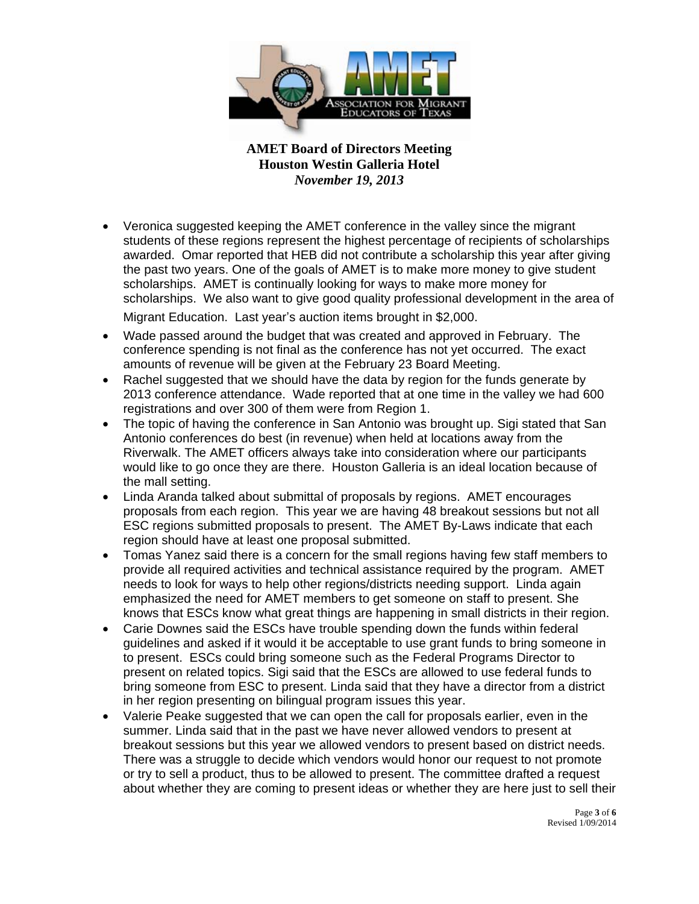**AMET Board of Directors Meeting**
**Houston Westin Galleria Hotel**
***November 19, 2013***

- Veronica suggested keeping the AMET conference in the valley since the migrant students of these regions represent the highest percentage of recipients of scholarships awarded. Omar reported that HEB did not contribute a scholarship this year after giving the past two years. One of the goals of AMET is to make more money to give student scholarships. AMET is continually looking for ways to make more money for scholarships. We also want to give good quality professional development in the area of Migrant Education. Last year's auction items brought in $2,000.
- Wade passed around the budget that was created and approved in February. The conference spending is not final as the conference has not yet occurred. The exact amounts of revenue will be given at the February 23 Board Meeting.
- Rachel suggested that we should have the data by region for the funds generate by 2013 conference attendance. Wade reported that at one time in the valley we had 600 registrations and over 300 of them were from Region 1.
- The topic of having the conference in San Antonio was brought up. Sigi stated that San Antonio conferences do best (in revenue) when held at locations away from the Riverwalk. The AMET officers always take into consideration where our participants would like to go once they are there. Houston Galleria is an ideal location because of the mall setting.
- Linda Aranda talked about submittal of proposals by regions. AMET encourages proposals from each region. This year we are having 48 breakout sessions but not all ESC regions submitted proposals to present. The AMET By-Laws indicate that each region should have at least one proposal submitted.
- Tomas Yanez said there is a concern for the small regions having few staff members to provide all required activities and technical assistance required by the program. AMET needs to look for ways to help other regions/districts needing support. Linda again emphasized the need for AMET members to get someone on staff to present. She knows that ESCs know what great things are happening in small districts in their region.
- Carie Downes said the ESCs have trouble spending down the funds within federal guidelines and asked if it would it be acceptable to use grant funds to bring someone in to present. ESCs could bring someone such as the Federal Programs Director to present on related topics. Sigi said that the ESCs are allowed to use federal funds to bring someone from ESC to present. Linda said that they have a director from a district in her region presenting on bilingual program issues this year.
- Valerie Peake suggested that we can open the call for proposals earlier, even in the summer. Linda said that in the past we have never allowed vendors to present at breakout sessions but this year we allowed vendors to present based on district needs. There was a struggle to decide which vendors would honor our request to not promote or try to sell a product, thus to be allowed to present. The committee drafted a request about whether they are coming to present ideas or whether they are here just to sell their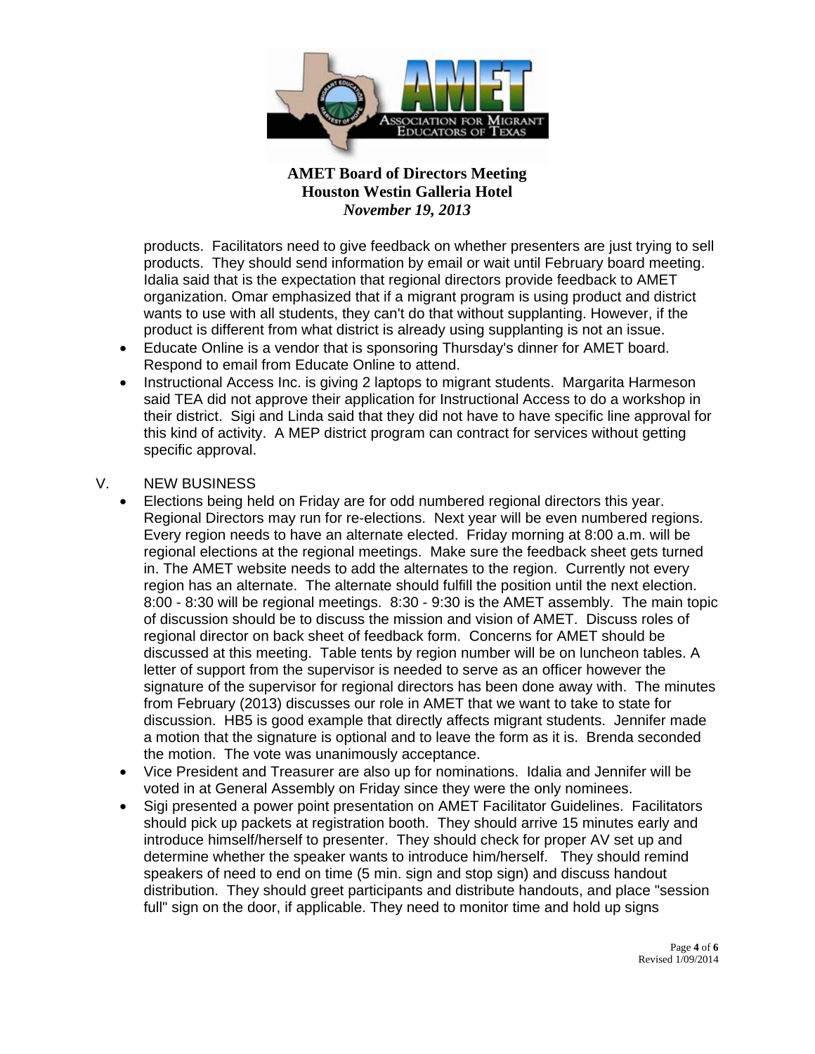products. Facilitators need to give feedback on whether presenters are just trying to sell products. They should send information by email or wait until February board meeting. Idalia said that is the expectation that regional directors provide feedback to AMET organization. Omar emphasized that if a migrant program is using product and district wants to use with all students, they can't do that without supplanting. However, if the product is different from what district is already using supplanting is not an issue.

- Educate Online is a vendor that is sponsoring Thursday's dinner for AMET board. Respond to email from Educate Online to attend.
- Instructional Access Inc. is giving 2 laptops to migrant students. Margarita Harmeson said TEA did not approve their application for Instructional Access to do a workshop in their district. Sigi and Linda said that they did not have to have specific line approval for this kind of activity. A MEP district program can contract for services without getting specific approval.

V. NEW BUSINESS

- Elections being held on Friday are for odd numbered regional directors this year. Regional Directors may run for re-elections. Next year will be even numbered regions. Every region needs to have an alternate elected. Friday morning at 8:00 a.m. will be regional elections at the regional meetings. Make sure the feedback sheet gets turned in. The AMET website needs to add the alternates to the region. Currently not every region has an alternate. The alternate should fulfill the position until the next election. 8:00 - 8:30 will be regional meetings. 8:30 - 9:30 is the AMET assembly. The main topic of discussion should be to discuss the mission and vision of AMET. Discuss roles of regional director on back sheet of feedback form. Concerns for AMET should be discussed at this meeting. Table tents by region number will be on luncheon tables. A letter of support from the supervisor is needed to serve as an officer however the signature of the supervisor for regional directors has been done away with. The minutes from February (2013) discusses our role in AMET that we want to take to state for discussion. HB5 is good example that directly affects migrant students. Jennifer made a motion that the signature is optional and to leave the form as it is. Brenda seconded the motion. The vote was unanimously acceptance.
- Vice President and Treasurer are also up for nominations. Idalia and Jennifer will be voted in at General Assembly on Friday since they were the only nominees.
- Sigi presented a power point presentation on AMET Facilitator Guidelines. Facilitators should pick up packets at registration booth. They should arrive 15 minutes early and introduce himself/herself to presenter. They should check for proper AV set up and determine whether the speaker wants to introduce him/herself. They should remind speakers of need to end on time (5 min. sign and stop sign) and discuss handout distribution. They should greet participants and distribute handouts, and place "session full" sign on the door, if applicable. They need to monitor time and hold up signs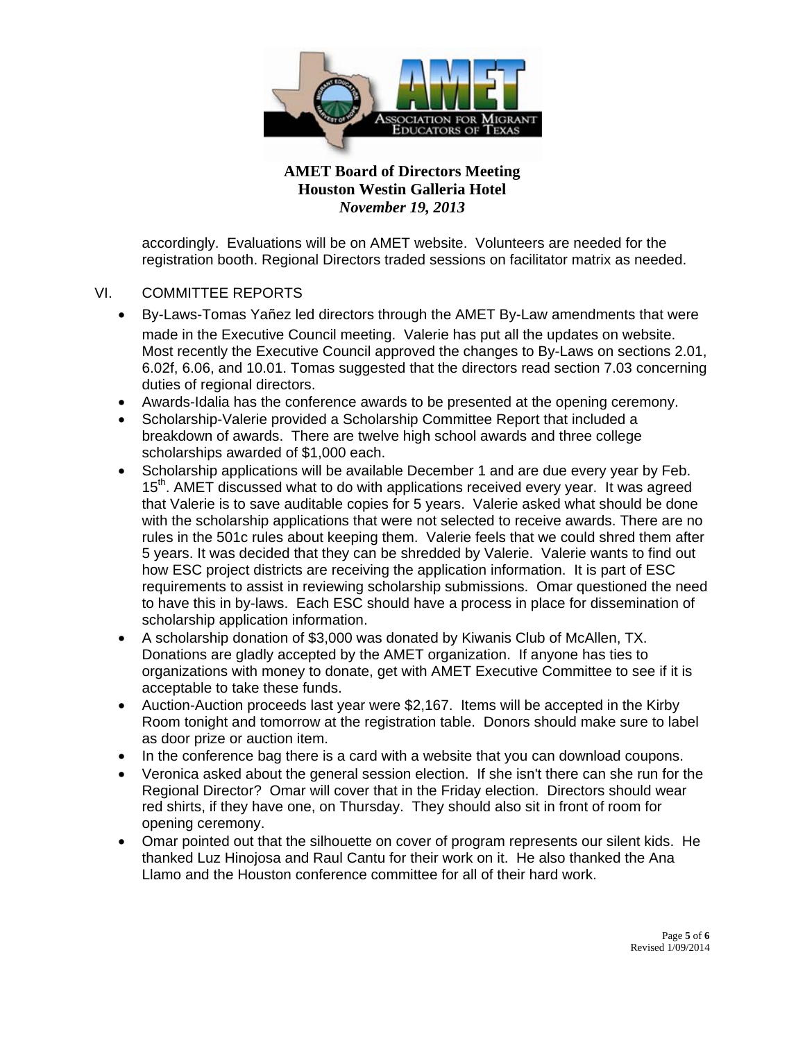accordingly. Evaluations will be on AMET website. Volunteers are needed for the registration booth. Regional Directors traded sessions on facilitator matrix as needed.

VI. COMMITTEE REPORTS

- By-Laws-Tomas Yañez led directors through the AMET By-Law amendments that were made in the Executive Council meeting. Valerie has put all the updates on website. Most recently the Executive Council approved the changes to By-Laws on sections 2.01, 6.02f, 6.06, and 10.01. Tomas suggested that the directors read section 7.03 concerning duties of regional directors.
- Awards-Idalia has the conference awards to be presented at the opening ceremony.
- Scholarship-Valerie provided a Scholarship Committee Report that included a breakdown of awards. There are twelve high school awards and three college scholarships awarded of $1,000 each.
- Scholarship applications will be available December 1 and are due every year by Feb. 15th. AMET discussed what to do with applications received every year. It was agreed that Valerie is to save auditable copies for 5 years. Valerie asked what should be done with the scholarship applications that were not selected to receive awards. There are no rules in the 501c rules about keeping them. Valerie feels that we could shred them after 5 years. It was decided that they can be shredded by Valerie. Valerie wants to find out how ESC project districts are receiving the application information. It is part of ESC requirements to assist in reviewing scholarship submissions. Omar questioned the need to have this in by-laws. Each ESC should have a process in place for dissemination of scholarship application information.
- A scholarship donation of $3,000 was donated by Kiwanis Club of McAllen, TX. Donations are gladly accepted by the AMET organization. If anyone has ties to organizations with money to donate, get with AMET Executive Committee to see if it is acceptable to take these funds.
- Auction-Auction proceeds last year were $2,167. Items will be accepted in the Kirby Room tonight and tomorrow at the registration table. Donors should make sure to label as door prize or auction item.
- In the conference bag there is a card with a website that you can download coupons.
- Veronica asked about the general session election. If she isn't there can she run for the Regional Director? Omar will cover that in the Friday election. Directors should wear red shirts, if they have one, on Thursday. They should also sit in front of room for opening ceremony.
- Omar pointed out that the silhouette on cover of program represents our silent kids. He thanked Luz Hinojosa and Raul Cantu for their work on it. He also thanked the Ana Llamo and the Houston conference committee for all of their hard work.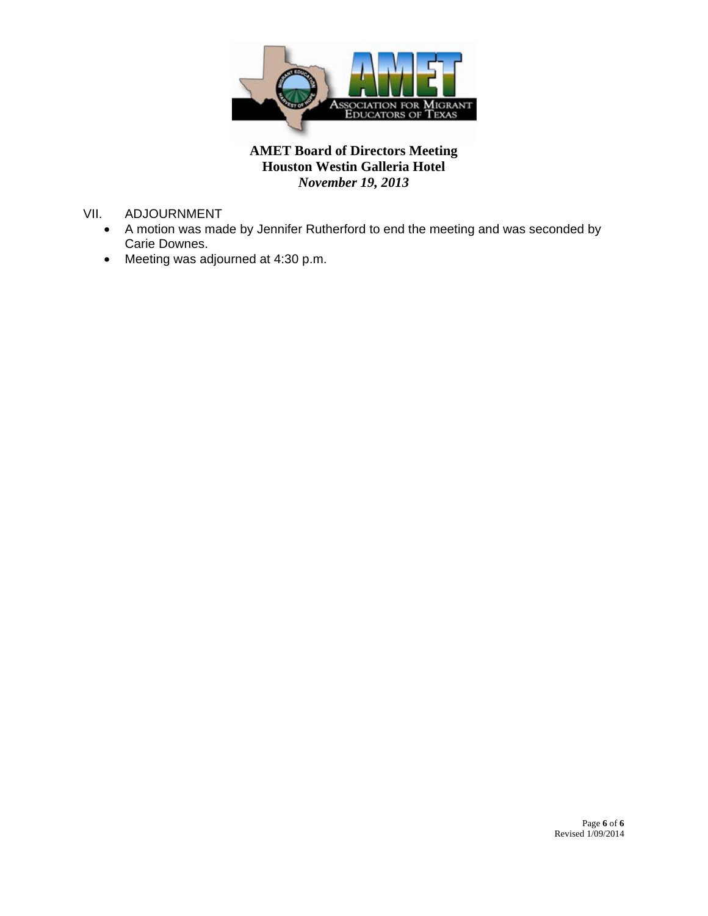**AMET Board of Directors Meeting**
**Houston Westin Galleria Hotel**
***November 19, 2013***

VII. ADJOURNMENT

- A motion was made by Jennifer Rutherford to end the meeting and was seconded by Carie Downes.
- Meeting was adjourned at 4:30 p.m.

Revised 1/09/2014